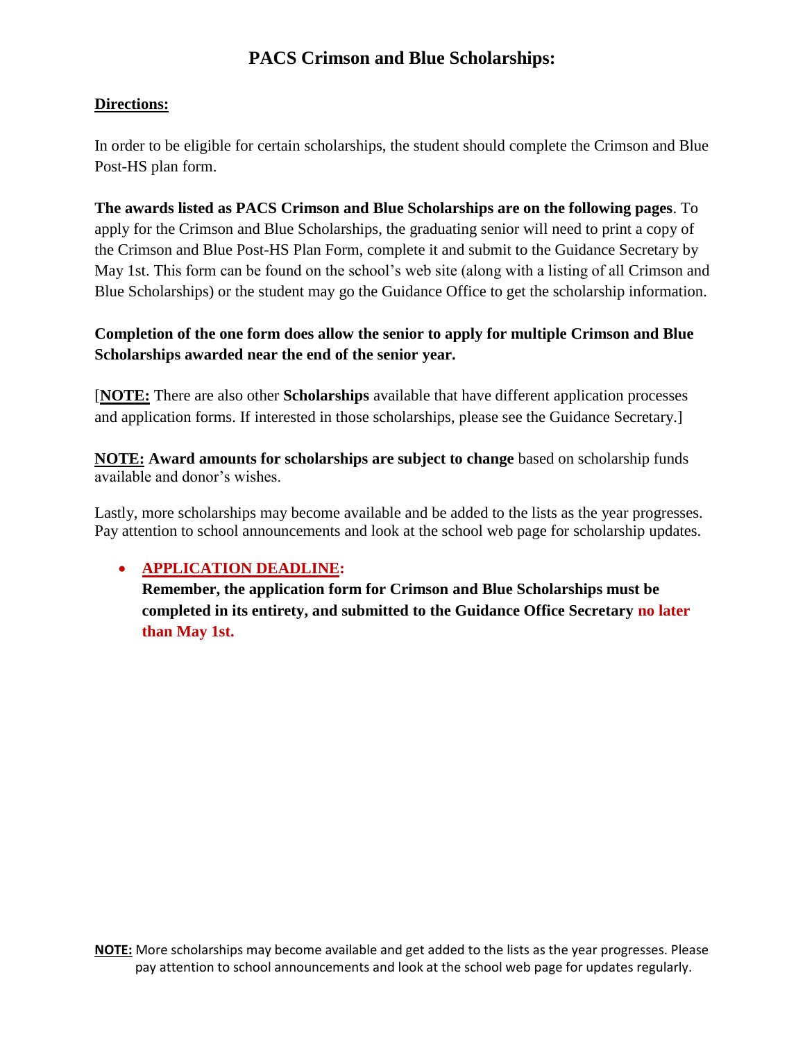# PACS Crimson and Blue Scholarships:

**Directions:**

In order to be eligible for certain scholarships, the student should complete the Crimson and Blue Post-HS plan form.

**The awards listed as PACS Crimson and Blue Scholarships are on the following pages**. To apply for the Crimson and Blue Scholarships, the graduating senior will need to print a copy of the Crimson and Blue Post-HS Plan Form, complete it and submit to the Guidance Secretary by May 1st. This form can be found on the school's web site (along with a listing of all Crimson and Blue Scholarships) or the student may go the Guidance Office to get the scholarship information.

**Completion of the one form does allow the senior to apply for multiple Crimson and Blue Scholarships awarded near the end of the senior year.**

[**NOTE:** There are also other **Scholarships** available that have different application processes and application forms. If interested in those scholarships, please see the Guidance Secretary.]

**NOTE:** **Award amounts for scholarships are subject to change** based on scholarship funds available and donor's wishes.

Lastly, more scholarships may become available and be added to the lists as the year progresses. Pay attention to school announcements and look at the school web page for scholarship updates.

- **APPLICATION DEADLINE:**
  **Remember, the application form for Crimson and Blue Scholarships must be completed in its entirety, and submitted to the Guidance Office Secretary no later than May 1st.**

**NOTE:** More scholarships may become available and get added to the lists as the year progresses. Please pay attention to school announcements and look at the school web page for updates regularly.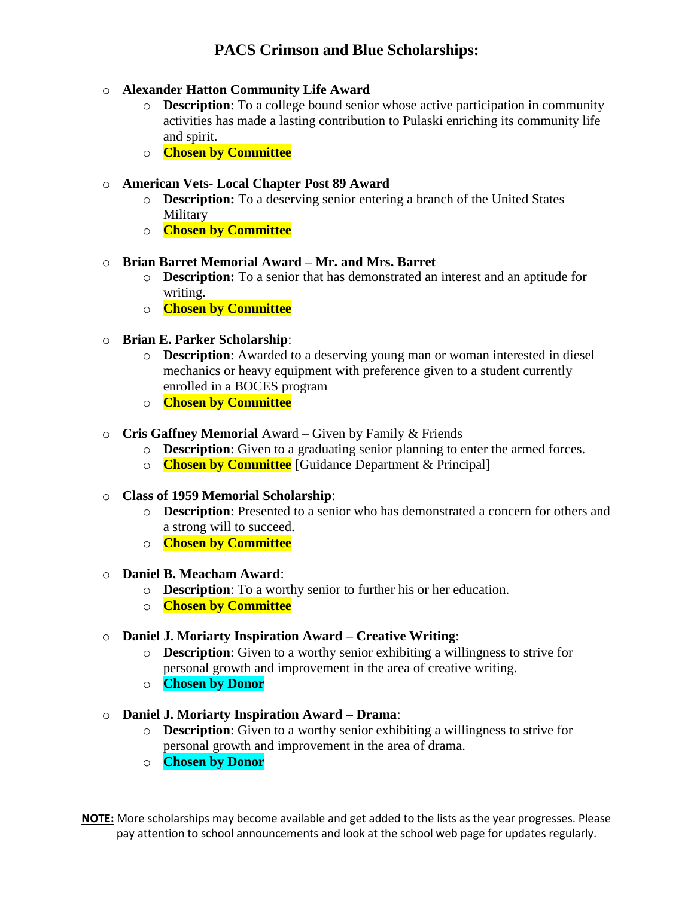# PACS Crimson and Blue Scholarships:

- **Alexander Hatton Community Life Award**
  - **Description**: To a college bound senior whose active participation in community activities has made a lasting contribution to Pulaski enriching its community life and spirit.
  - **Chosen by Committee**

- **American Vets- Local Chapter Post 89 Award**
  - **Description:** To a deserving senior entering a branch of the United States Military
  - **Chosen by Committee**

- **Brian Barret Memorial Award – Mr. and Mrs. Barret**
  - **Description:** To a senior that has demonstrated an interest and an aptitude for writing.
  - **Chosen by Committee**

- **Brian E. Parker Scholarship**:
  - **Description**: Awarded to a deserving young man or woman interested in diesel mechanics or heavy equipment with preference given to a student currently enrolled in a BOCES program
  - **Chosen by Committee**

- **Cris Gaffney Memorial** Award – Given by Family & Friends
  - **Description**: Given to a graduating senior planning to enter the armed forces.
  - **Chosen by Committee** [Guidance Department & Principal]

- **Class of 1959 Memorial Scholarship**:
  - **Description**: Presented to a senior who has demonstrated a concern for others and a strong will to succeed.
  - **Chosen by Committee**

- **Daniel B. Meacham Award**:
  - **Description**: To a worthy senior to further his or her education.
  - **Chosen by Committee**

- **Daniel J. Moriarty Inspiration Award – Creative Writing**:
  - **Description**: Given to a worthy senior exhibiting a willingness to strive for personal growth and improvement in the area of creative writing.
  - **Chosen by Donor**

- **Daniel J. Moriarty Inspiration Award – Drama**:
  - **Description**: Given to a worthy senior exhibiting a willingness to strive for personal growth and improvement in the area of drama.
  - **Chosen by Donor**

**NOTE:** More scholarships may become available and get added to the lists as the year progresses. Please pay attention to school announcements and look at the school web page for updates regularly.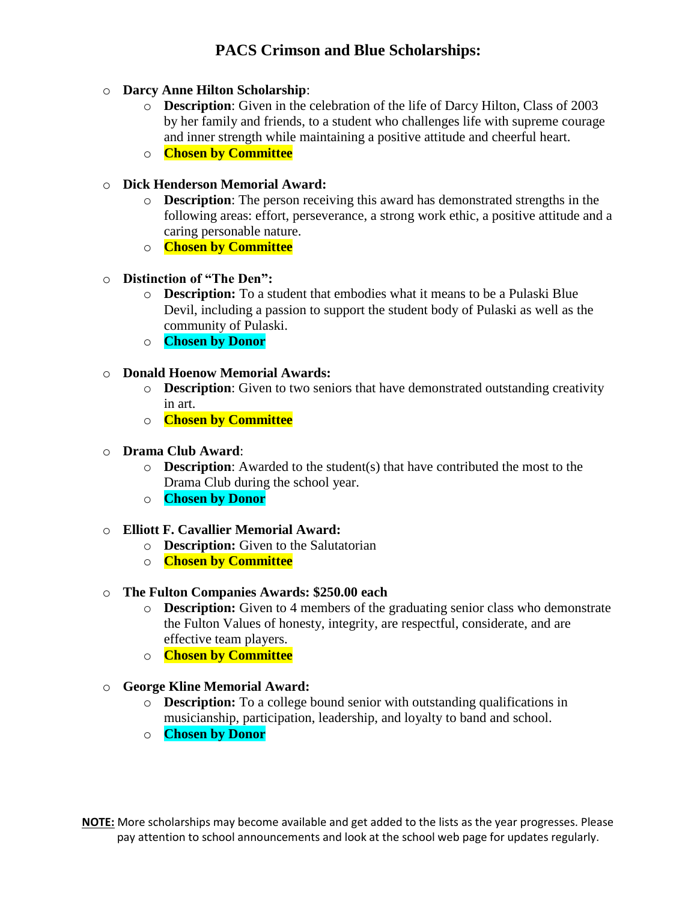## PACS Crimson and Blue Scholarships:

- **Darcy Anne Hilton Scholarship**:
  - **Description**: Given in the celebration of the life of Darcy Hilton, Class of 2003 by her family and friends, to a student who challenges life with supreme courage and inner strength while maintaining a positive attitude and cheerful heart.
  - **Chosen by Committee**

- **Dick Henderson Memorial Award:**
  - **Description**: The person receiving this award has demonstrated strengths in the following areas: effort, perseverance, a strong work ethic, a positive attitude and a caring personable nature.
  - **Chosen by Committee**

- **Distinction of "The Den":**
  - **Description:** To a student that embodies what it means to be a Pulaski Blue Devil, including a passion to support the student body of Pulaski as well as the community of Pulaski.
  - **Chosen by Donor**

- **Donald Hoenow Memorial Awards:**
  - **Description**: Given to two seniors that have demonstrated outstanding creativity in art.
  - **Chosen by Committee**

- **Drama Club Award**:
  - **Description**: Awarded to the student(s) that have contributed the most to the Drama Club during the school year.
  - **Chosen by Donor**

- **Elliott F. Cavallier Memorial Award:**
  - **Description:** Given to the Salutatorian
  - **Chosen by Committee**

- **The Fulton Companies Awards: $250.00 each**
  - **Description:** Given to 4 members of the graduating senior class who demonstrate the Fulton Values of honesty, integrity, are respectful, considerate, and are effective team players.
  - **Chosen by Committee**

- **George Kline Memorial Award:**
  - **Description:** To a college bound senior with outstanding qualifications in musicianship, participation, leadership, and loyalty to band and school.
  - **Chosen by Donor**

**NOTE:** More scholarships may become available and get added to the lists as the year progresses. Please pay attention to school announcements and look at the school web page for updates regularly.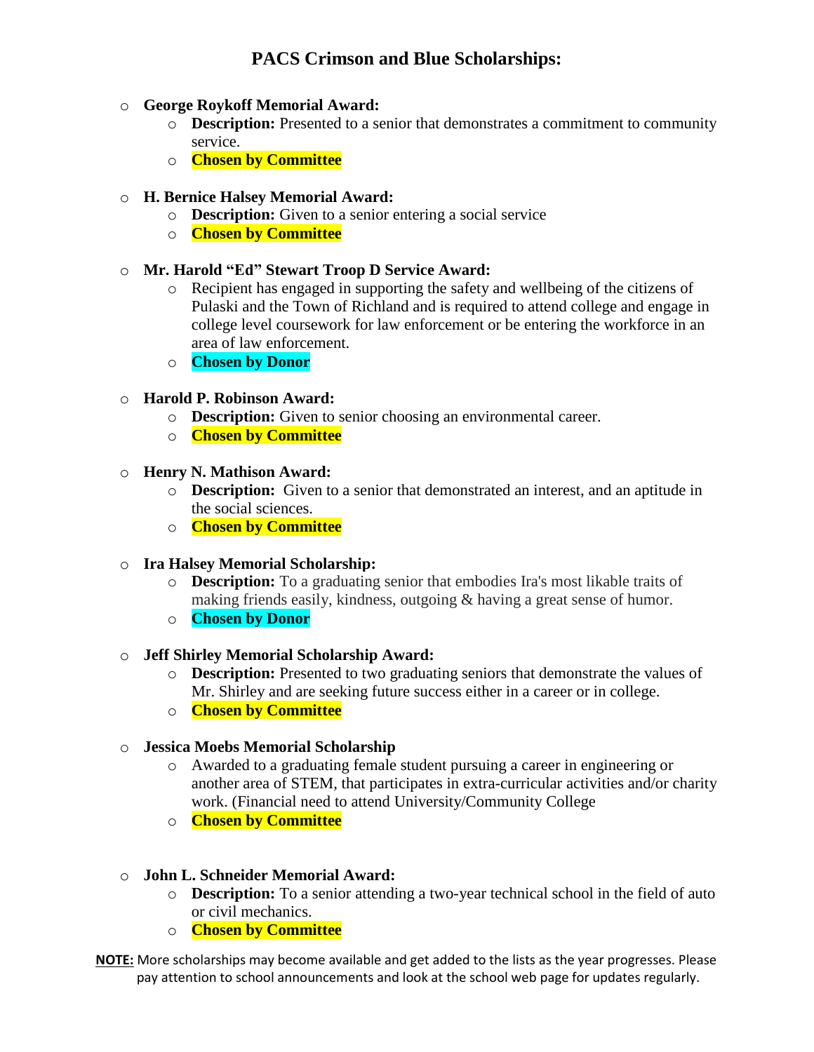# PACS Crimson and Blue Scholarships:

- **George Roykoff Memorial Award:**
  - **Description:** Presented to a senior that demonstrates a commitment to community service.
  - **Chosen by Committee**

- **H. Bernice Halsey Memorial Award:**
  - **Description:** Given to a senior entering a social service
  - **Chosen by Committee**

- **Mr. Harold "Ed" Stewart Troop D Service Award:**
  - Recipient has engaged in supporting the safety and wellbeing of the citizens of Pulaski and the Town of Richland and is required to attend college and engage in college level coursework for law enforcement or be entering the workforce in an area of law enforcement.
  - **Chosen by Donor**

- **Harold P. Robinson Award:**
  - **Description:** Given to senior choosing an environmental career.
  - **Chosen by Committee**

- **Henry N. Mathison Award:**
  - **Description:** Given to a senior that demonstrated an interest, and an aptitude in the social sciences.
  - **Chosen by Committee**

- **Ira Halsey Memorial Scholarship:**
  - **Description:** To a graduating senior that embodies Ira's most likable traits of making friends easily, kindness, outgoing & having a great sense of humor.
  - **Chosen by Donor**

- **Jeff Shirley Memorial Scholarship Award:**
  - **Description:** Presented to two graduating seniors that demonstrate the values of Mr. Shirley and are seeking future success either in a career or in college.
  - **Chosen by Committee**

- **Jessica Moebs Memorial Scholarship**
  - Awarded to a graduating female student pursuing a career in engineering or another area of STEM, that participates in extra-curricular activities and/or charity work. (Financial need to attend University/Community College
  - **Chosen by Committee**

- **John L. Schneider Memorial Award:**
  - **Description:** To a senior attending a two-year technical school in the field of auto or civil mechanics.
  - **Chosen by Committee**

**NOTE:** More scholarships may become available and get added to the lists as the year progresses. Please pay attention to school announcements and look at the school web page for updates regularly.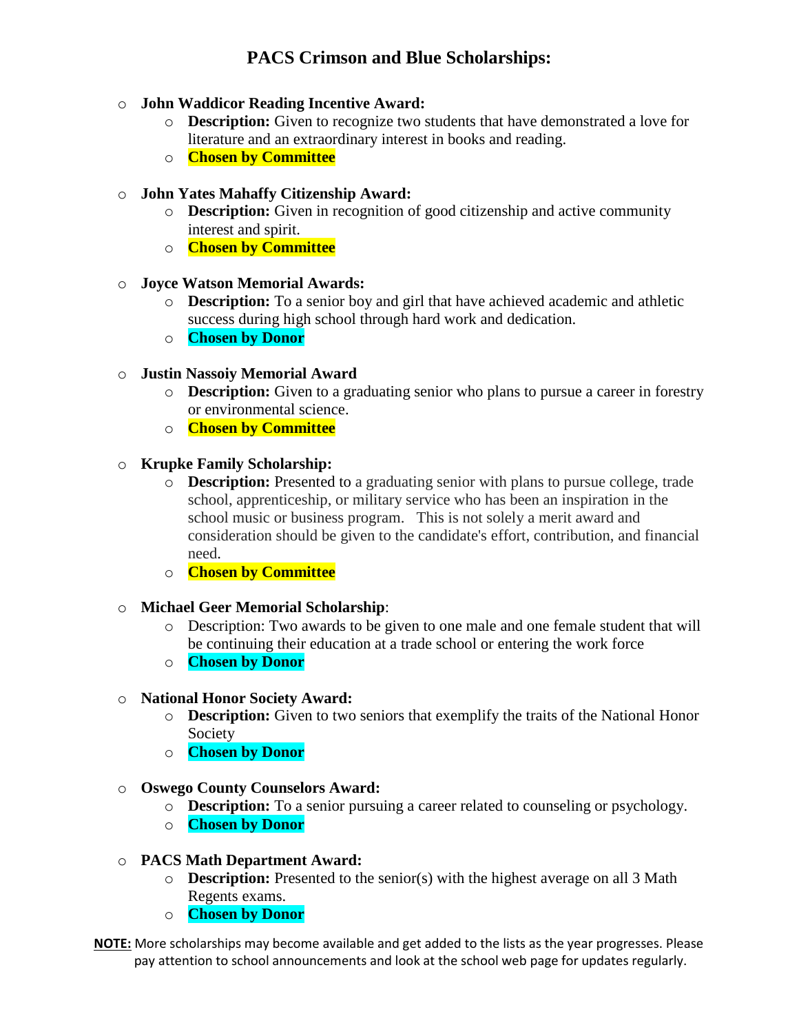# PACS Crimson and Blue Scholarships:

- **John Waddicor Reading Incentive Award:**
  - **Description:** Given to recognize two students that have demonstrated a love for literature and an extraordinary interest in books and reading.
  - **Chosen by Committee**

- **John Yates Mahaffy Citizenship Award:**
  - **Description:** Given in recognition of good citizenship and active community interest and spirit.
  - **Chosen by Committee**

- **Joyce Watson Memorial Awards:**
  - **Description:** To a senior boy and girl that have achieved academic and athletic success during high school through hard work and dedication.
  - **Chosen by Donor**

- **Justin Nassoiy Memorial Award**
  - **Description:** Given to a graduating senior who plans to pursue a career in forestry or environmental science.
  - **Chosen by Committee**

- **Krupke Family Scholarship:**
  - **Description:** Presented to a graduating senior with plans to pursue college, trade school, apprenticeship, or military service who has been an inspiration in the school music or business program. This is not solely a merit award and consideration should be given to the candidate's effort, contribution, and financial need.
  - **Chosen by Committee**

- **Michael Geer Memorial Scholarship**:
  - Description: Two awards to be given to one male and one female student that will be continuing their education at a trade school or entering the work force
  - **Chosen by Donor**

- **National Honor Society Award:**
  - **Description:** Given to two seniors that exemplify the traits of the National Honor Society
  - **Chosen by Donor**

- **Oswego County Counselors Award:**
  - **Description:** To a senior pursuing a career related to counseling or psychology.
  - **Chosen by Donor**

- **PACS Math Department Award:**
  - **Description:** Presented to the senior(s) with the highest average on all 3 Math Regents exams.
  - **Chosen by Donor**

**NOTE:** More scholarships may become available and get added to the lists as the year progresses. Please pay attention to school announcements and look at the school web page for updates regularly.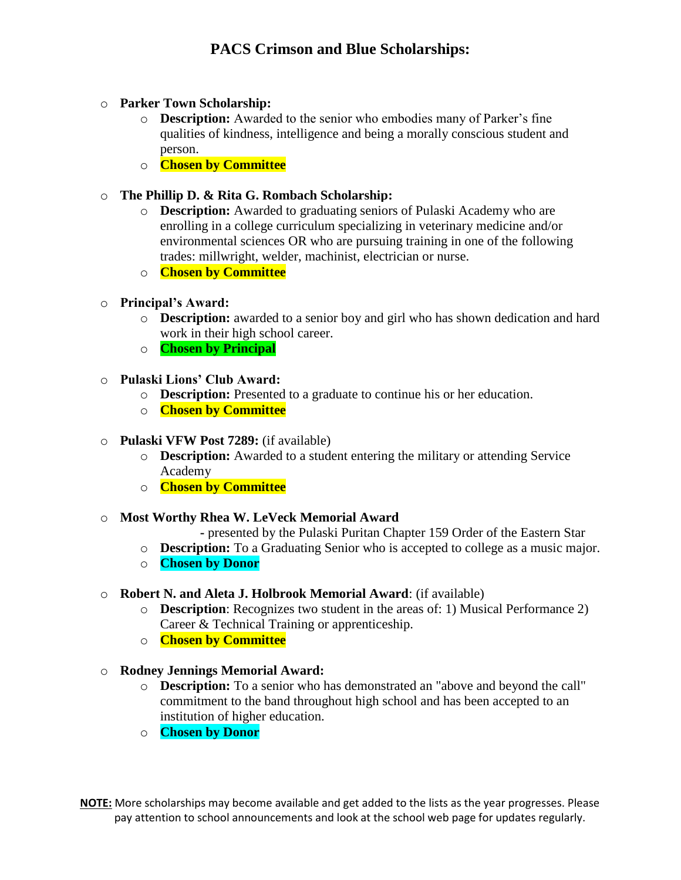## PACS Crimson and Blue Scholarships:

- **Parker Town Scholarship:**
  - **Description:** Awarded to the senior who embodies many of Parker's fine qualities of kindness, intelligence and being a morally conscious student and person.
  - **Chosen by Committee**

- **The Phillip D. & Rita G. Rombach Scholarship:**
  - **Description:** Awarded to graduating seniors of Pulaski Academy who are enrolling in a college curriculum specializing in veterinary medicine and/or environmental sciences OR who are pursuing training in one of the following trades: millwright, welder, machinist, electrician or nurse.
  - **Chosen by Committee**

- **Principal's Award:**
  - **Description:** awarded to a senior boy and girl who has shown dedication and hard work in their high school career.
  - **Chosen by Principal**

- **Pulaski Lions' Club Award:**
  - **Description:** Presented to a graduate to continue his or her education.
  - **Chosen by Committee**

- **Pulaski VFW Post 7289:** (if available)
  - **Description:** Awarded to a student entering the military or attending Service Academy
  - **Chosen by Committee**

- **Most Worthy Rhea W. LeVeck Memorial Award**
  - presented by the Pulaski Puritan Chapter 159 Order of the Eastern Star
  - **Description:** To a Graduating Senior who is accepted to college as a music major.
  - **Chosen by Donor**

- **Robert N. and Aleta J. Holbrook Memorial Award**: (if available)
  - **Description**: Recognizes two student in the areas of: 1) Musical Performance 2) Career & Technical Training or apprenticeship.
  - **Chosen by Committee**

- **Rodney Jennings Memorial Award:**
  - **Description:** To a senior who has demonstrated an "above and beyond the call" commitment to the band throughout high school and has been accepted to an institution of higher education.
  - **Chosen by Donor**

**NOTE:** More scholarships may become available and get added to the lists as the year progresses. Please pay attention to school announcements and look at the school web page for updates regularly.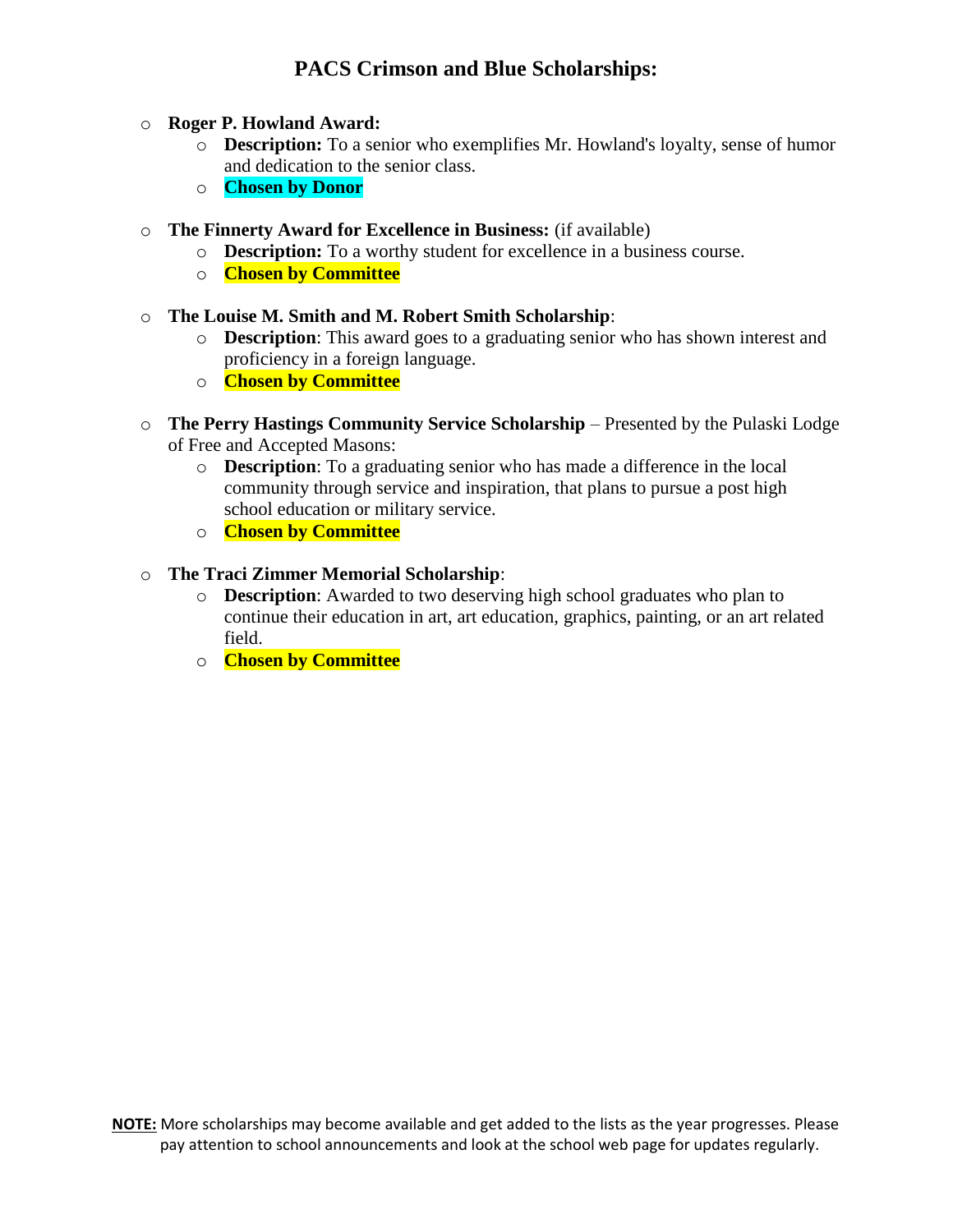# PACS Crimson and Blue Scholarships:

- **Roger P. Howland Award:**
  - **Description:** To a senior who exemplifies Mr. Howland's loyalty, sense of humor and dedication to the senior class.
  - **Chosen by Donor**

- **The Finnerty Award for Excellence in Business:** (if available)
  - **Description:** To a worthy student for excellence in a business course.
  - **Chosen by Committee**

- **The Louise M. Smith and M. Robert Smith Scholarship**:
  - **Description**: This award goes to a graduating senior who has shown interest and proficiency in a foreign language.
  - **Chosen by Committee**

- **The Perry Hastings Community Service Scholarship** – Presented by the Pulaski Lodge of Free and Accepted Masons:
  - **Description**: To a graduating senior who has made a difference in the local community through service and inspiration, that plans to pursue a post high school education or military service.
  - **Chosen by Committee**

- **The Traci Zimmer Memorial Scholarship**:
  - **Description**: Awarded to two deserving high school graduates who plan to continue their education in art, art education, graphics, painting, or an art related field.
  - **Chosen by Committee**

**NOTE:** More scholarships may become available and get added to the lists as the year progresses. Please pay attention to school announcements and look at the school web page for updates regularly.